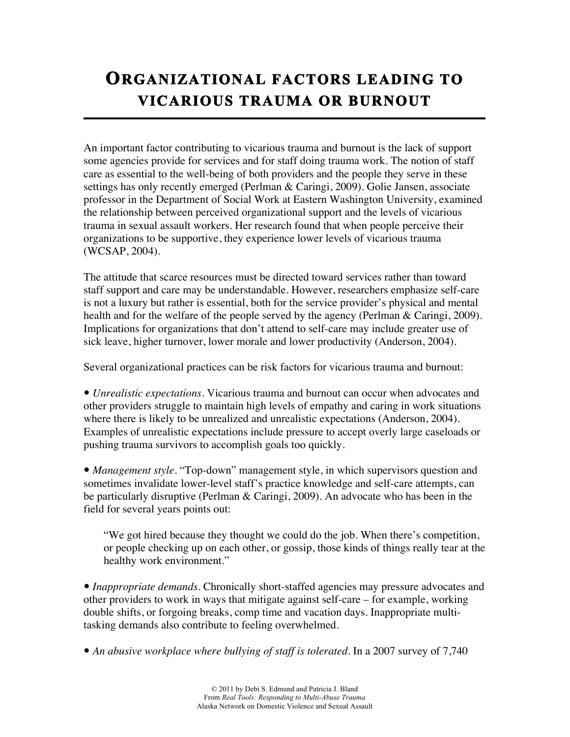# Organizational factors leading to vicarious trauma or burnout

An important factor contributing to vicarious trauma and burnout is the lack of support some agencies provide for services and for staff doing trauma work. The notion of staff care as essential to the well-being of both providers and the people they serve in these settings has only recently emerged (Perlman & Caringi, 2009). Golie Jansen, associate professor in the Department of Social Work at Eastern Washington University, examined the relationship between perceived organizational support and the levels of vicarious trauma in sexual assault workers. Her research found that when people perceive their organizations to be supportive, they experience lower levels of vicarious trauma (WCSAP, 2004).

The attitude that scarce resources must be directed toward services rather than toward staff support and care may be understandable. However, researchers emphasize self-care is not a luxury but rather is essential, both for the service provider's physical and mental health and for the welfare of the people served by the agency (Perlman & Caringi, 2009). Implications for organizations that don't attend to self-care may include greater use of sick leave, higher turnover, lower morale and lower productivity (Anderson, 2004).

Several organizational practices can be risk factors for vicarious trauma and burnout:

• *Unrealistic expectations*. Vicarious trauma and burnout can occur when advocates and other providers struggle to maintain high levels of empathy and caring in work situations where there is likely to be unrealized and unrealistic expectations (Anderson, 2004). Examples of unrealistic expectations include pressure to accept overly large caseloads or pushing trauma survivors to accomplish goals too quickly.

• *Management style*. "Top-down" management style, in which supervisors question and sometimes invalidate lower-level staff's practice knowledge and self-care attempts, can be particularly disruptive (Perlman & Caringi, 2009). An advocate who has been in the field for several years points out:

> "We got hired because they thought we could do the job. When there's competition, or people checking up on each other, or gossip, those kinds of things really tear at the healthy work environment."

• *Inappropriate demands*. Chronically short-staffed agencies may pressure advocates and other providers to work in ways that mitigate against self-care – for example, working double shifts, or forgoing breaks, comp time and vacation days. Inappropriate multi-tasking demands also contribute to feeling overwhelmed.

• *An abusive workplace where bullying of staff is tolerated*. In a 2007 survey of 7,740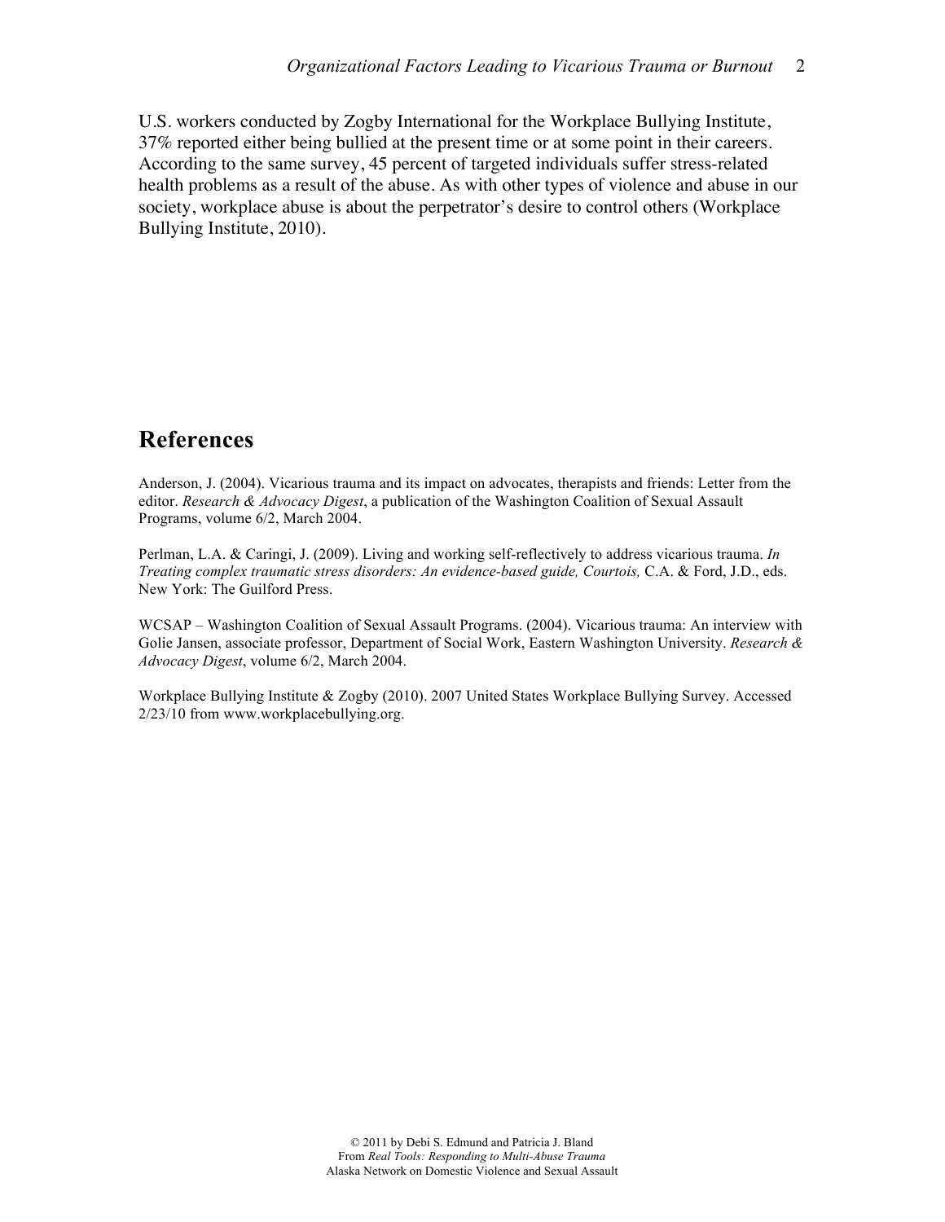U.S. workers conducted by Zogby International for the Workplace Bullying Institute, 37% reported either being bullied at the present time or at some point in their careers. According to the same survey, 45 percent of targeted individuals suffer stress-related health problems as a result of the abuse. As with other types of violence and abuse in our society, workplace abuse is about the perpetrator's desire to control others (Workplace Bullying Institute, 2010).

## References

Anderson, J. (2004). Vicarious trauma and its impact on advocates, therapists and friends: Letter from the editor. *Research & Advocacy Digest*, a publication of the Washington Coalition of Sexual Assault Programs, volume 6/2, March 2004.

Perlman, L.A. & Caringi, J. (2009). Living and working self-reflectively to address vicarious trauma. *In Treating complex traumatic stress disorders: An evidence-based guide, Courtois,* C.A. & Ford, J.D., eds. New York: The Guilford Press.

WCSAP – Washington Coalition of Sexual Assault Programs. (2004). Vicarious trauma: An interview with Golie Jansen, associate professor, Department of Social Work, Eastern Washington University. *Research & Advocacy Digest*, volume 6/2, March 2004.

Workplace Bullying Institute & Zogby (2010). 2007 United States Workplace Bullying Survey. Accessed 2/23/10 from www.workplacebullying.org.

© 2011 by Debi S. Edmund and Patricia J. Bland
From *Real Tools: Responding to Multi-Abuse Trauma*
Alaska Network on Domestic Violence and Sexual Assault